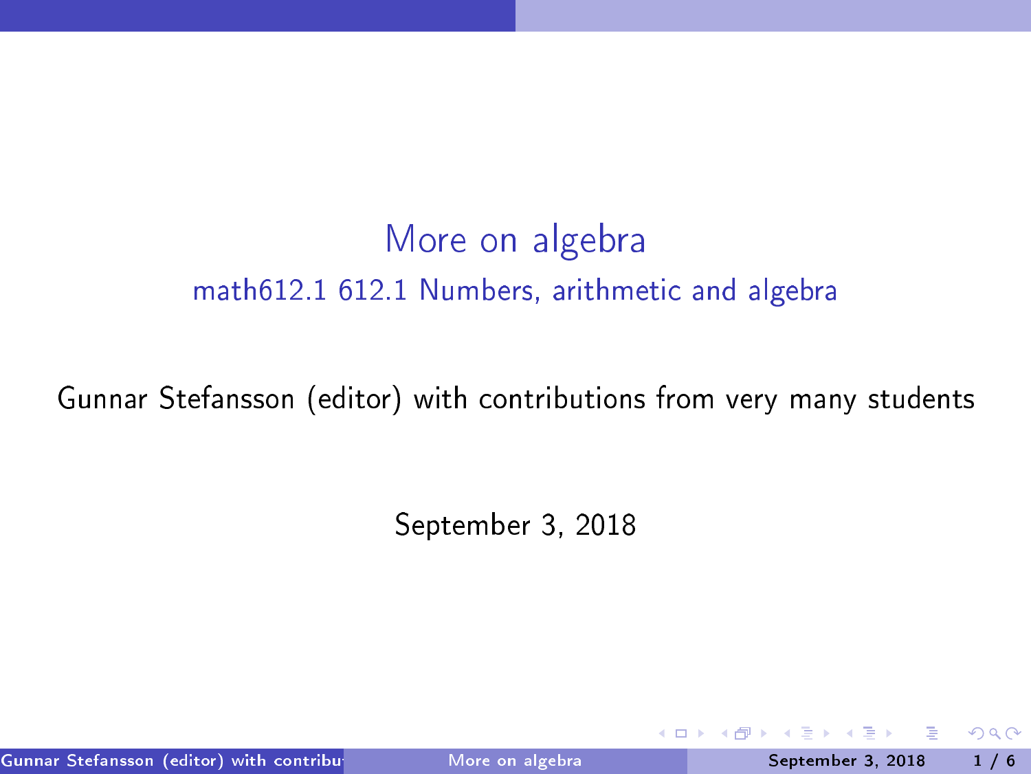# More on algebra

## math612.1 612.1 Numbers, arithmetic and algebra

Gunnar Stefansson (editor) with contributions from very many students

September 3, 2018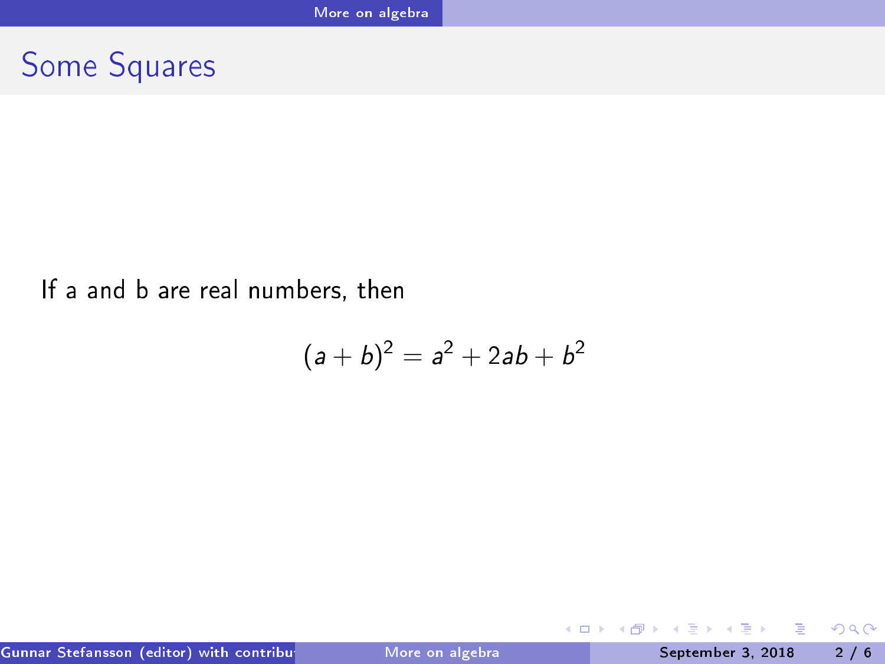## Some Squares

If a and b are real numbers, then

$$(a+b)^2 = a^2 + 2ab + b^2$$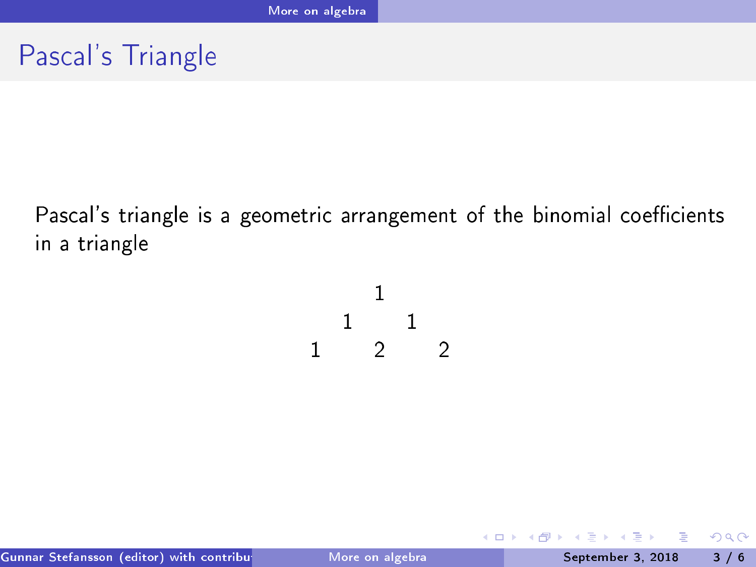# Pascal's Triangle

Pascal's triangle is a geometric arrangement of the binomial coefficients in a triangle

$$
\begin{array}{ccccc}
 & & 1 & & \\
 & 1 & & 1 & \\
1 & & 2 & & 2
\end{array}
$$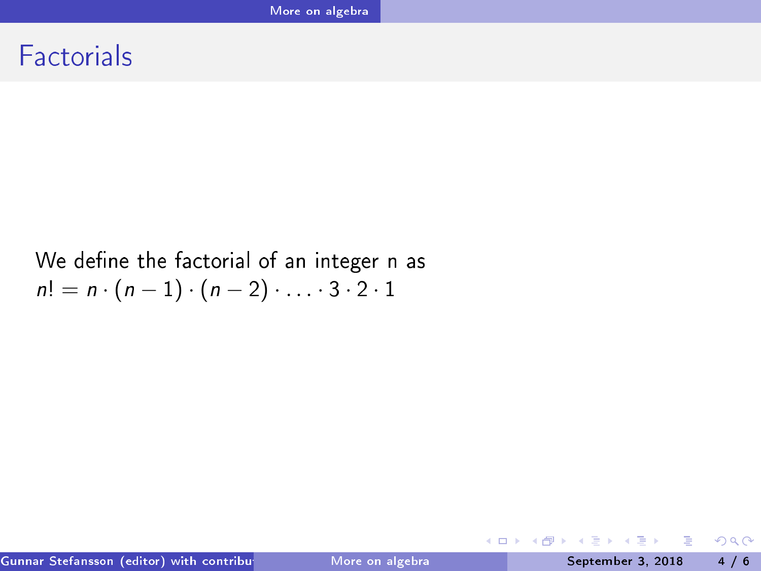# Factorials

We define the factorial of an integer n as
$n! = n \cdot (n-1) \cdot (n-2) \cdot \ldots \cdot 3 \cdot 2 \cdot 1$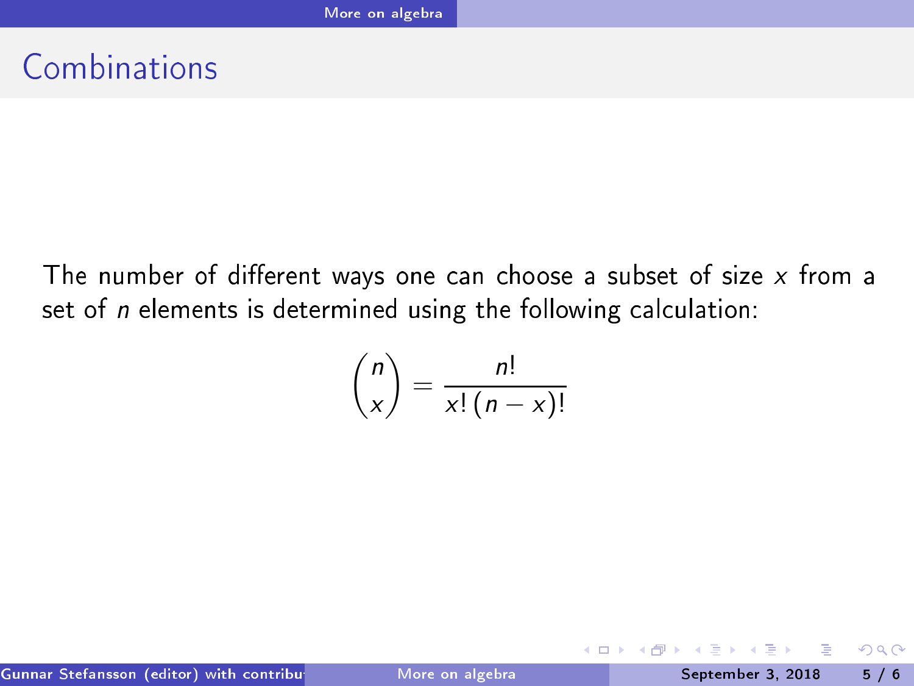# Combinations

The number of different ways one can choose a subset of size $x$ from a set of $n$ elements is determined using the following calculation:

$$\binom{n}{x} = \frac{n!}{x!\,(n-x)!}$$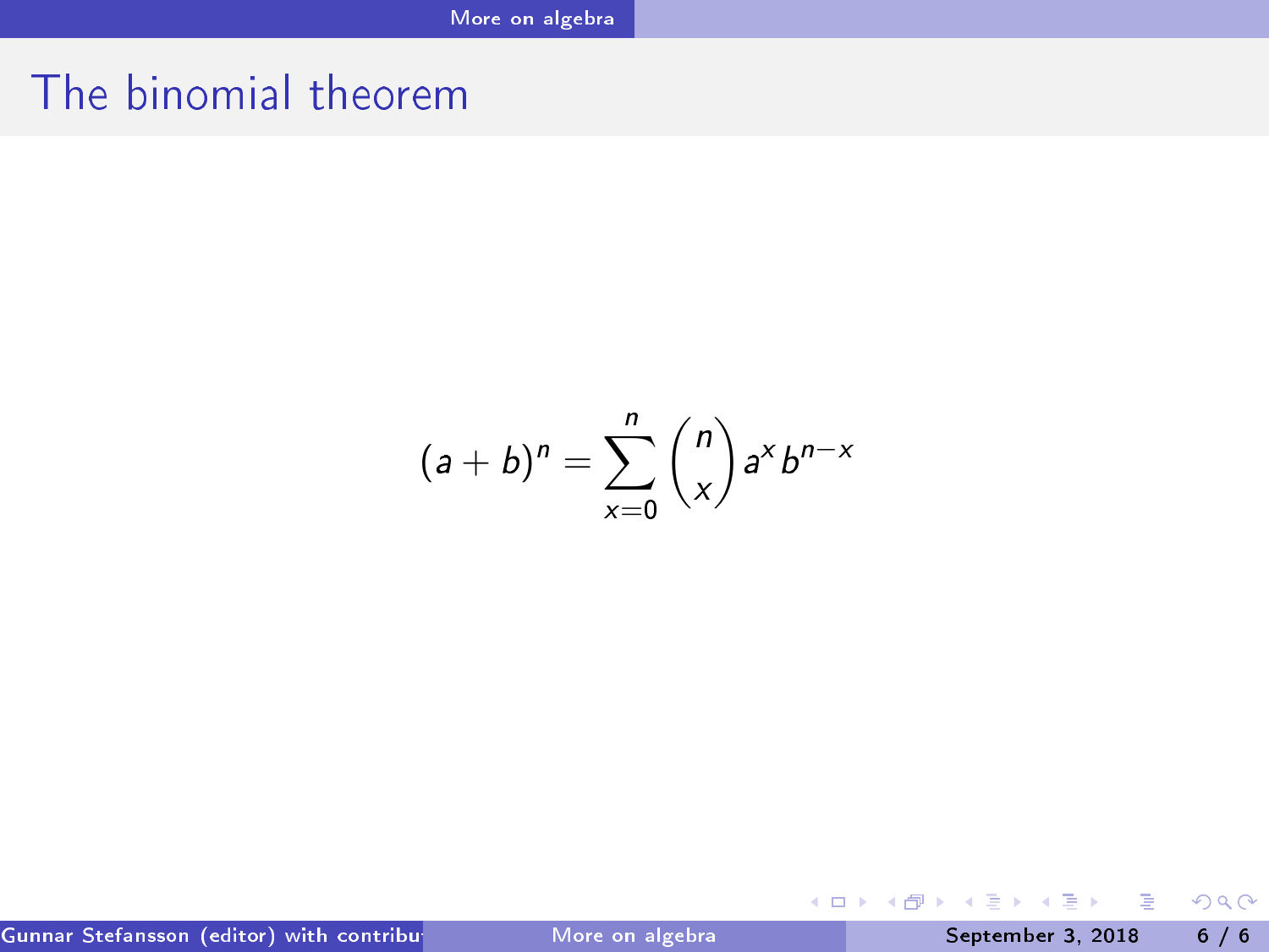# The binomial theorem

$$(a+b)^n = \sum_{x=0}^{n} \binom{n}{x} a^x b^{n-x}$$